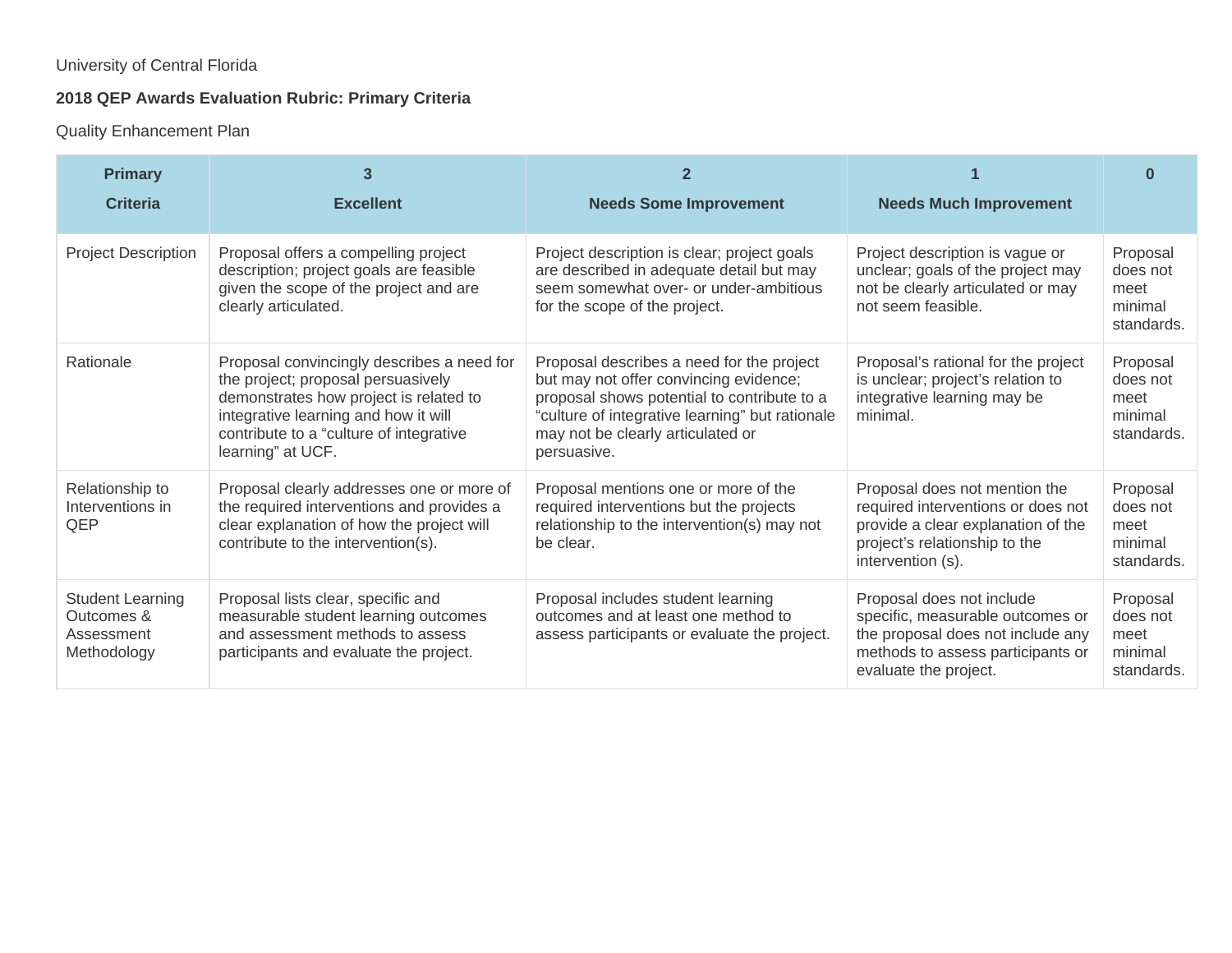University of Central Florida

**2018 QEP Awards Evaluation Rubric: Primary Criteria**

Quality Enhancement Plan

| Primary Criteria | 3 Excellent | 2 Needs Some Improvement | 1 Needs Much Improvement | 0 |
|---|---|---|---|---|
| Project Description | Proposal offers a compelling project description; project goals are feasible given the scope of the project and are clearly articulated. | Project description is clear; project goals are described in adequate detail but may seem somewhat over- or under-ambitious for the scope of the project. | Project description is vague or unclear; goals of the project may not be clearly articulated or may not seem feasible. | Proposal does not meet minimal standards. |
| Rationale | Proposal convincingly describes a need for the project; proposal persuasively demonstrates how project is related to integrative learning and how it will contribute to a "culture of integrative learning" at UCF. | Proposal describes a need for the project but may not offer convincing evidence; proposal shows potential to contribute to a "culture of integrative learning" but rationale may not be clearly articulated or persuasive. | Proposal's rational for the project is unclear; project's relation to integrative learning may be minimal. | Proposal does not meet minimal standards. |
| Relationship to Interventions in QEP | Proposal clearly addresses one or more of the required interventions and provides a clear explanation of how the project will contribute to the intervention(s). | Proposal mentions one or more of the required interventions but the projects relationship to the intervention(s) may not be clear. | Proposal does not mention the required interventions or does not provide a clear explanation of the project's relationship to the intervention (s). | Proposal does not meet minimal standards. |
| Student Learning Outcomes & Assessment Methodology | Proposal lists clear, specific and measurable student learning outcomes and assessment methods to assess participants and evaluate the project. | Proposal includes student learning outcomes and at least one method to assess participants or evaluate the project. | Proposal does not include specific, measurable outcomes or the proposal does not include any methods to assess participants or evaluate the project. | Proposal does not meet minimal standards. |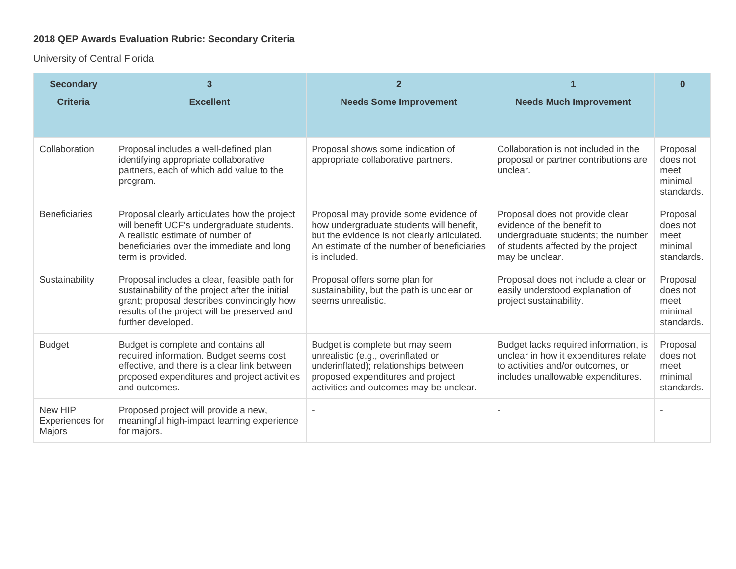**2018 QEP Awards Evaluation Rubric: Secondary Criteria**

University of Central Florida

| Secondary Criteria | 3 Excellent | 2 Needs Some Improvement | 1 Needs Much Improvement | 0 |
|---|---|---|---|---|
| Collaboration | Proposal includes a well-defined plan identifying appropriate collaborative partners, each of which add value to the program. | Proposal shows some indication of appropriate collaborative partners. | Collaboration is not included in the proposal or partner contributions are unclear. | Proposal does not meet minimal standards. |
| Beneficiaries | Proposal clearly articulates how the project will benefit UCF's undergraduate students. A realistic estimate of number of beneficiaries over the immediate and long term is provided. | Proposal may provide some evidence of how undergraduate students will benefit, but the evidence is not clearly articulated. An estimate of the number of beneficiaries is included. | Proposal does not provide clear evidence of the benefit to undergraduate students; the number of students affected by the project may be unclear. | Proposal does not meet minimal standards. |
| Sustainability | Proposal includes a clear, feasible path for sustainability of the project after the initial grant; proposal describes convincingly how results of the project will be preserved and further developed. | Proposal offers some plan for sustainability, but the path is unclear or seems unrealistic. | Proposal does not include a clear or easily understood explanation of project sustainability. | Proposal does not meet minimal standards. |
| Budget | Budget is complete and contains all required information. Budget seems cost effective, and there is a clear link between proposed expenditures and project activities and outcomes. | Budget is complete but may seem unrealistic (e.g., overinflated or underinflated); relationships between proposed expenditures and project activities and outcomes may be unclear. | Budget lacks required information, is unclear in how it expenditures relate to activities and/or outcomes, or includes unallowable expenditures. | Proposal does not meet minimal standards. |
| New HIP Experiences for Majors | Proposed project will provide a new, meaningful high-impact learning experience for majors. | - | - | - |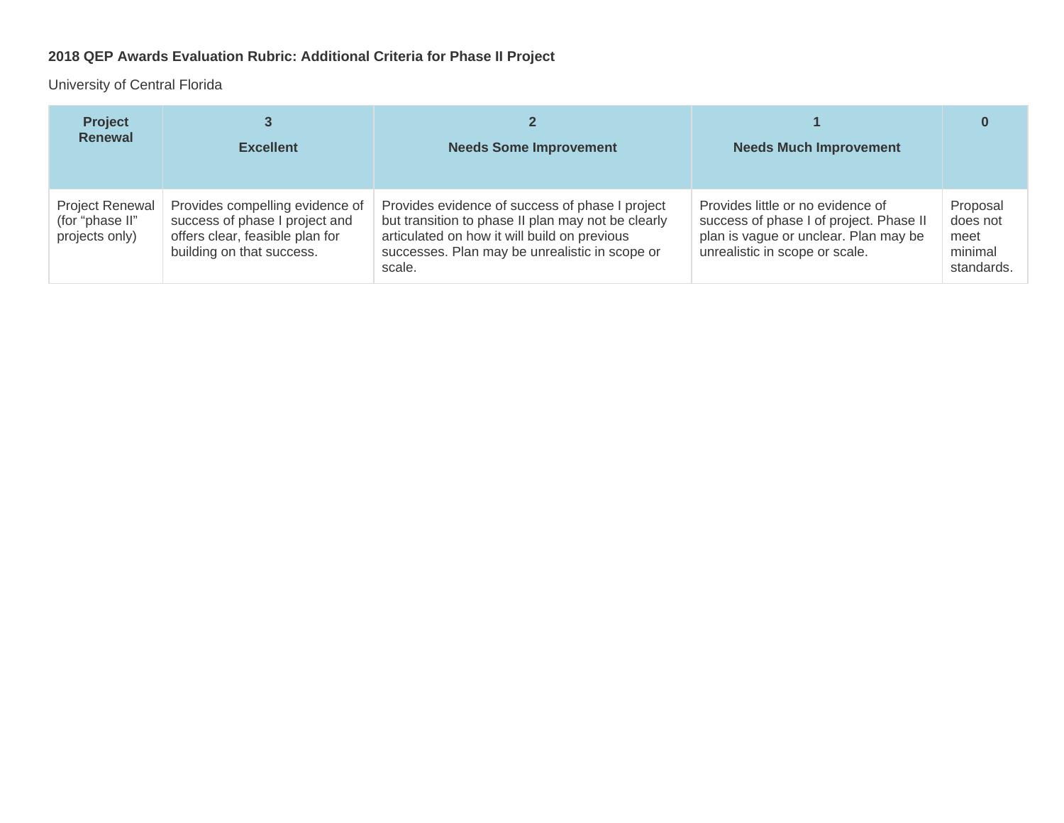**2018 QEP Awards Evaluation Rubric: Additional Criteria for Phase II Project**

University of Central Florida

| Project Renewal | 3<br>Excellent | 2<br>Needs Some Improvement | 1<br>Needs Much Improvement | 0 |
|---|---|---|---|---|
| Project Renewal (for “phase II” projects only) | Provides compelling evidence of success of phase I project and offers clear, feasible plan for building on that success. | Provides evidence of success of phase I project but transition to phase II plan may not be clearly articulated on how it will build on previous successes. Plan may be unrealistic in scope or scale. | Provides little or no evidence of success of phase I of project. Phase II plan is vague or unclear. Plan may be unrealistic in scope or scale. | Proposal does not meet minimal standards. |